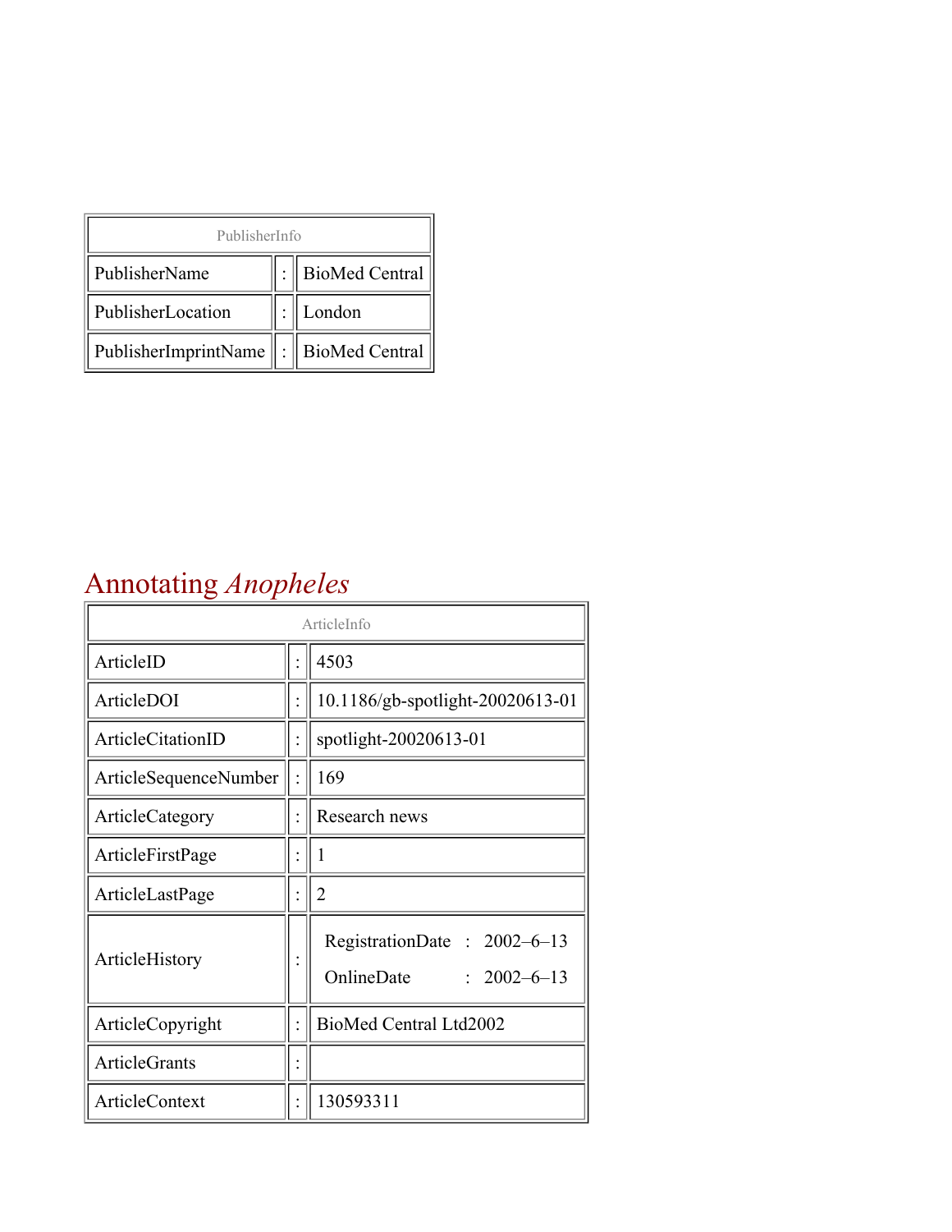| PublisherInfo | | |
|---|---|---|
| PublisherName | : | BioMed Central |
| PublisherLocation | : | London |
| PublisherImprintName | : | BioMed Central |

# Annotating *Anopheles*

| ArticleInfo | | |
|---|---|---|
| ArticleID | : | 4503 |
| ArticleDOI | : | 10.1186/gb-spotlight-20020613-01 |
| ArticleCitationID | : | spotlight-20020613-01 |
| ArticleSequenceNumber | : | 169 |
| ArticleCategory | : | Research news |
| ArticleFirstPage | : | 1 |
| ArticleLastPage | : | 2 |
| ArticleHistory | : | RegistrationDate : 2002–6–13<br>OnlineDate : 2002–6–13 |
| ArticleCopyright | : | BioMed Central Ltd2002 |
| ArticleGrants | : | |
| ArticleContext | : | 130593311 |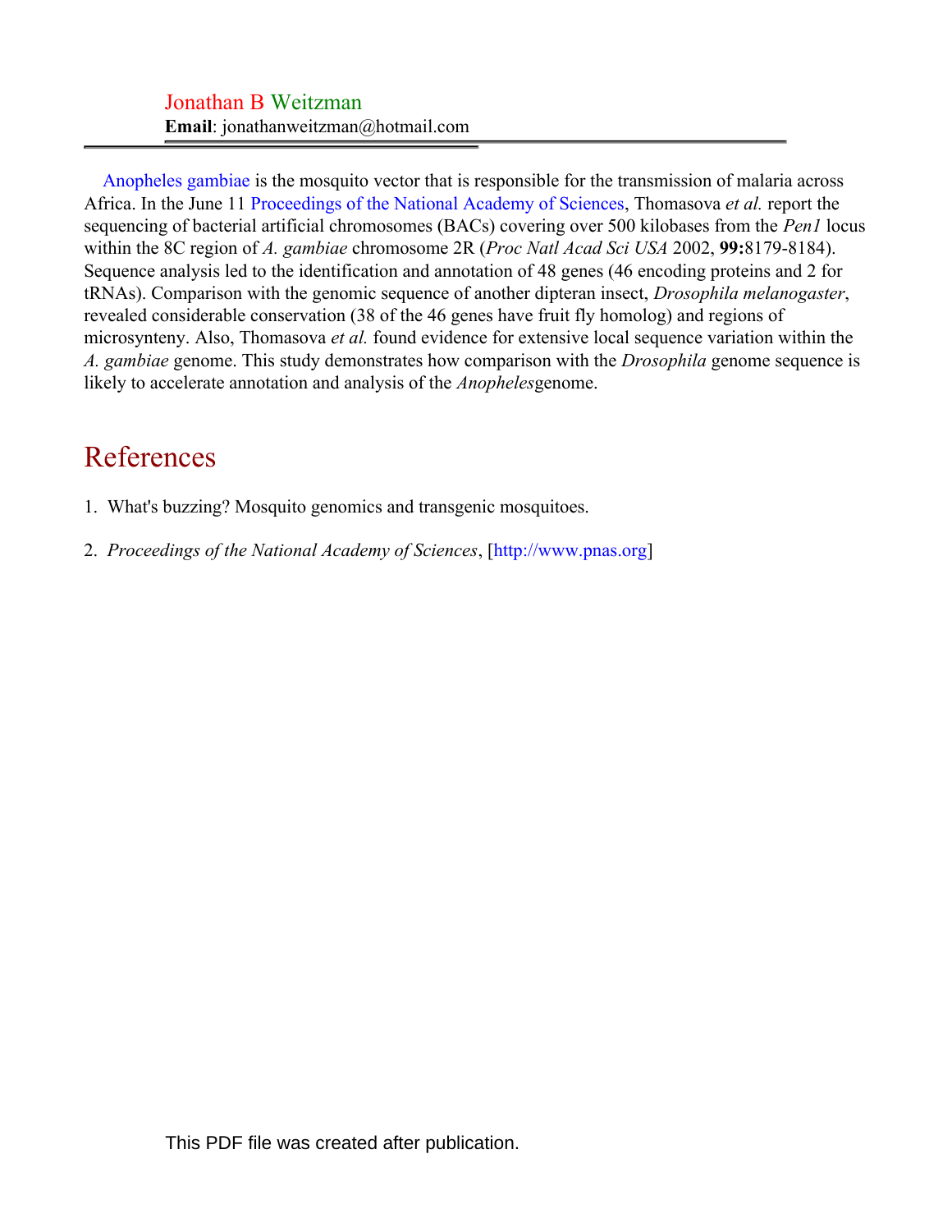Jonathan B Weitzman
**Email**: jonathanweitzman@hotmail.com

Anopheles gambiae is the mosquito vector that is responsible for the transmission of malaria across Africa. In the June 11 Proceedings of the National Academy of Sciences, Thomasova *et al.* report the sequencing of bacterial artificial chromosomes (BACs) covering over 500 kilobases from the *Pen1* locus within the 8C region of *A. gambiae* chromosome 2R (*Proc Natl Acad Sci USA* 2002, **99:**8179-8184). Sequence analysis led to the identification and annotation of 48 genes (46 encoding proteins and 2 for tRNAs). Comparison with the genomic sequence of another dipteran insect, *Drosophila melanogaster*, revealed considerable conservation (38 of the 46 genes have fruit fly homolog) and regions of microsynteny. Also, Thomasova *et al.* found evidence for extensive local sequence variation within the *A. gambiae* genome. This study demonstrates how comparison with the *Drosophila* genome sequence is likely to accelerate annotation and analysis of the *Anopheles*genome.

## References

1. What's buzzing? Mosquito genomics and transgenic mosquitoes.
2. *Proceedings of the National Academy of Sciences*, [http://www.pnas.org]

This PDF file was created after publication.